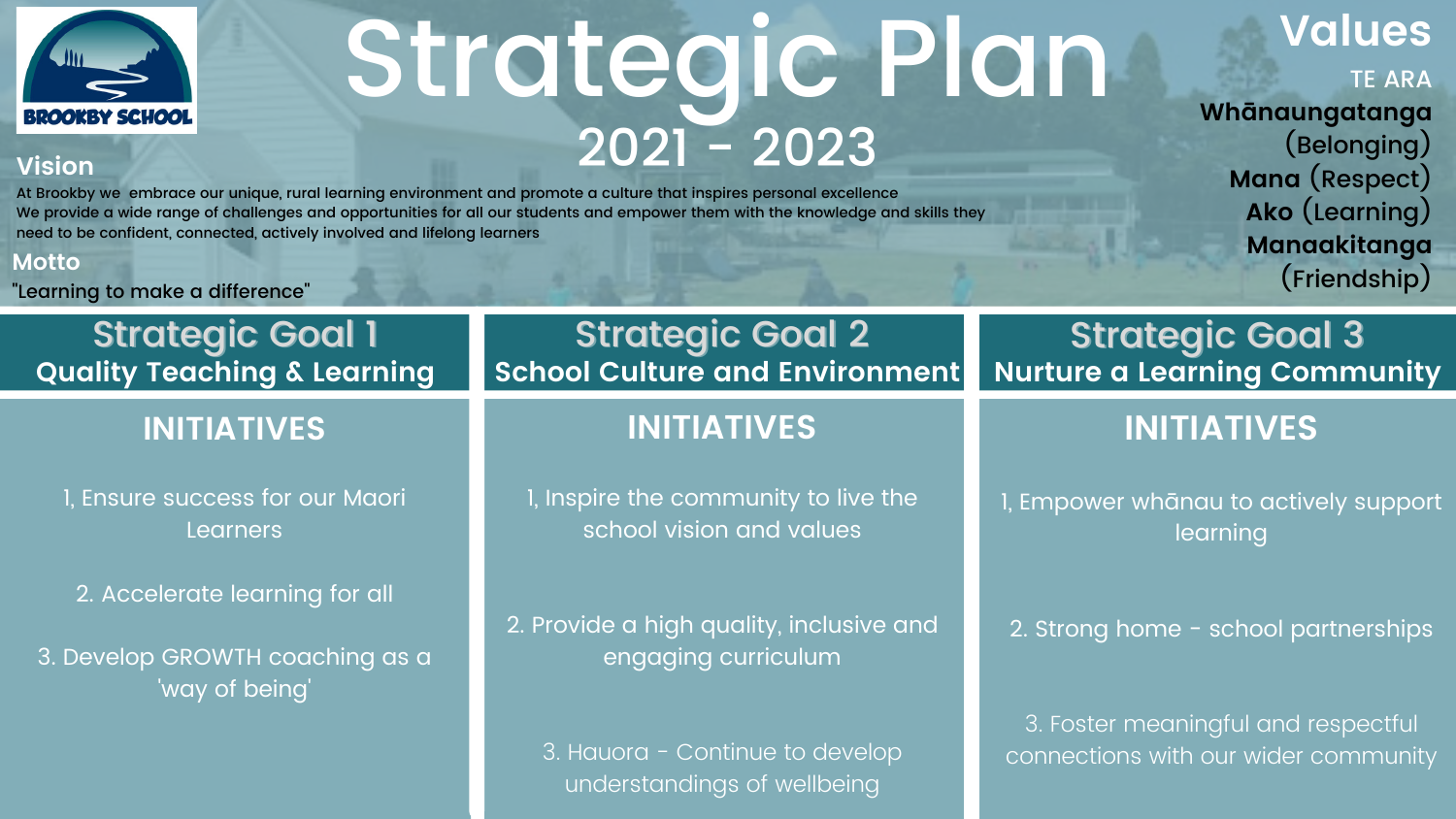BROOKBY SCHOOL

# Strategic Plan
## 2021 - 2023

### Vision

At Brookby we embrace our unique, rural learning environment and promote a culture that inspires personal excellence
We provide a wide range of challenges and opportunities for all our students and empower them with the knowledge and skills they need to be confident, connected, actively involved and lifelong learners

### Motto

"Learning to make a difference"

### Values

TE ARA

**Whānaungatanga** (Belonging)
**Mana** (Respect)
**Ako** (Learning)
**Manaakitanga** (Friendship)

## Strategic Goal 1
### Quality Teaching & Learning

#### INITIATIVES

1, Ensure success for our Maori Learners

2. Accelerate learning for all

3. Develop GROWTH coaching as a 'way of being'

## Strategic Goal 2
### School Culture and Environment

#### INITIATIVES

1, Inspire the community to live the school vision and values

2. Provide a high quality, inclusive and engaging curriculum

3. Hauora - Continue to develop understandings of wellbeing

## Strategic Goal 3
### Nurture a Learning Community

#### INITIATIVES

1, Empower whānau to actively support learning

2. Strong home - school partnerships

3. Foster meaningful and respectful connections with our wider community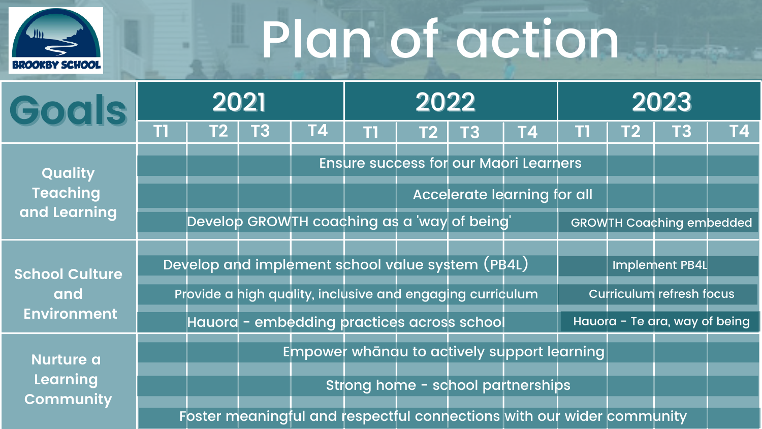# Plan of action

BROOKBY SCHOOL

| Goals | 2021 | | | | 2022 | | | | 2023 | | | |
|---|---|---|---|---|---|---|---|---|---|---|---|---|
| | T1 | T2 | T3 | T4 | T1 | T2 | T3 | T4 | T1 | T2 | T3 | T4 |
| Quality Teaching and Learning | Ensure success for our Maori Learners | | | | | | | | | | | |
| | Accelerate learning for all | | | | | | | | | | | |
| | Develop GROWTH coaching as a 'way of being' | | | | | | | | GROWTH Coaching embedded | | | |
| School Culture and Environment | Develop and implement school value system (PB4L) | | | | | | | | Implement PB4L | | | |
| | Provide a high quality, inclusive and engaging curriculum | | | | | | | | Curriculum refresh focus | | | |
| | Hauora - embedding practices across school | | | | | | | | Hauora - Te ara, way of being | | | |
| Nurture a Learning Community | Empower whānau to actively support learning | | | | | | | | | | | |
| | Strong home - school partnerships | | | | | | | | | | | |
| | Foster meaningful and respectful connections with our wider community | | | | | | | | | | | |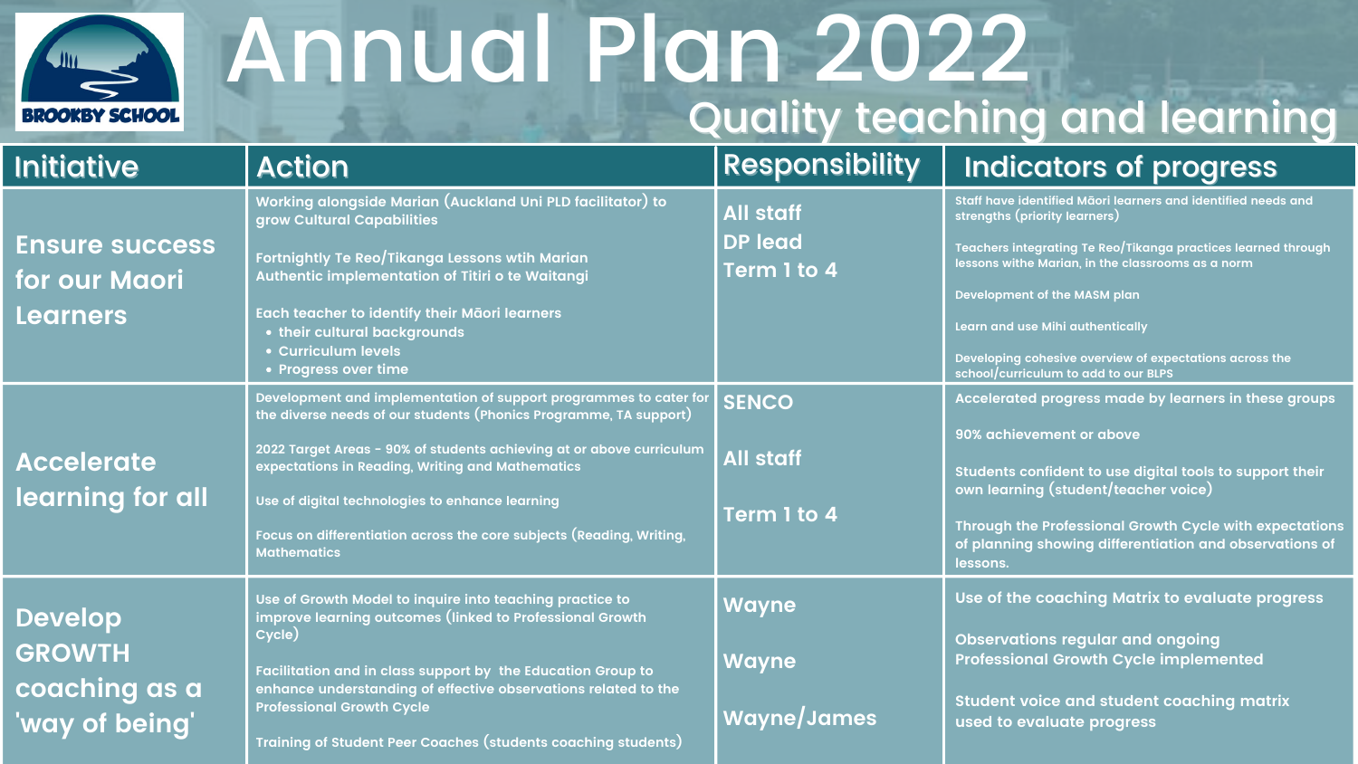# Annual Plan 2022

## Quality teaching and learning

| Initiative | Action | Responsibility | Indicators of progress |
|---|---|---|---|
| Ensure success for our Maori Learners | Working alongside Marian (Auckland Uni PLD facilitator) to grow Cultural Capabilities<br><br>Fortnightly Te Reo/Tikanga Lessons wtih Marian<br>Authentic implementation of Titiri o te Waitangi<br><br>Each teacher to identify their Māori learners<br>• their cultural backgrounds<br>• Curriculum levels<br>• Progress over time | All staff<br>DP lead<br>Term 1 to 4 | Staff have identified Māori learners and identified needs and strengths (priority learners)<br><br>Teachers integrating Te Reo/Tikanga practices learned through lessons withe Marian, in the classrooms as a norm<br><br>Development of the MASM plan<br><br>Learn and use Mihi authentically<br><br>Developing cohesive overview of expectations across the school/curriculum to add to our BLPS |
| Accelerate learning for all | Development and implementation of support programmes to cater for the diverse needs of our students (Phonics Programme, TA support)<br><br>2022 Target Areas - 90% of students achieving at or above curriculum expectations in Reading, Writing and Mathematics<br><br>Use of digital technologies to enhance learning<br><br>Focus on differentiation across the core subjects (Reading, Writing, Mathematics | SENCO<br><br>All staff<br><br>Term 1 to 4 | Accelerated progress made by learners in these groups<br><br>90% achievement or above<br><br>Students confident to use digital tools to support their own learning (student/teacher voice)<br><br>Through the Professional Growth Cycle with expectations of planning showing differentiation and observations of lessons. |
| Develop GROWTH coaching as a 'way of being' | Use of Growth Model to inquire into teaching practice to improve learning outcomes (linked to Professional Growth Cycle)<br><br>Facilitation and in class support by the Education Group to enhance understanding of effective observations related to the Professional Growth Cycle<br><br>Training of Student Peer Coaches (students coaching students) | Wayne<br><br>Wayne<br><br>Wayne/James | Use of the coaching Matrix to evaluate progress<br><br>Observations regular and ongoing<br>Professional Growth Cycle implemented<br><br>Student voice and student coaching matrix used to evaluate progress |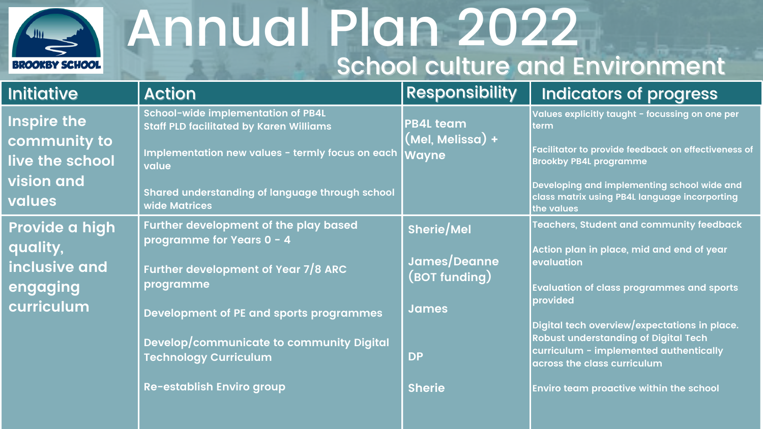# Annual Plan 2022

## School culture and Environment

| Initiative | Action | Responsibility | Indicators of progress |
|---|---|---|---|
| Inspire the community to live the school vision and values | School-wide implementation of PB4L<br>Staff PLD facilitated by Karen Williams<br><br>Implementation new values - termly focus on each value<br><br>Shared understanding of language through school wide Matrices | PB4L team (Mel, Melissa) + Wayne | Values explicitly taught - focussing on one per term<br><br>Facilitator to provide feedback on effectiveness of Brookby PB4L programme<br><br>Developing and implementing school wide and class matrix using PB4L language incorporting the values |
| Provide a high quality, inclusive and engaging curriculum | Further development of the play based programme for Years 0 - 4<br><br>Further development of Year 7/8 ARC programme<br><br>Development of PE and sports programmes<br><br>Develop/communicate to community Digital Technology Curriculum<br><br>Re-establish Enviro group | Sherie/Mel<br><br>James/Deanne (BOT funding)<br><br>James<br><br>DP<br><br>Sherie | Teachers, Student and community feedback<br><br>Action plan in place, mid and end of year evaluation<br><br>Evaluation of class programmes and sports provided<br><br>Digital tech overview/expectations in place. Robust understanding of Digital Tech curriculum - implemented authentically across the class curriculum<br><br>Enviro team proactive within the school |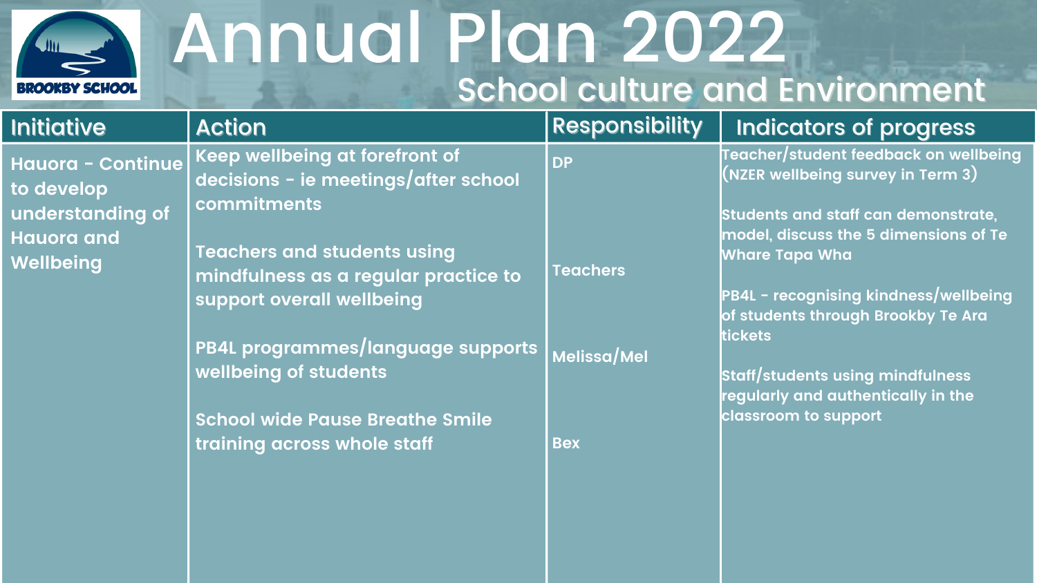# Annual Plan 2022

## School culture and Environment

| Initiative | Action | Responsibility | Indicators of progress |
| --- | --- | --- | --- |
| **Hauora - Continue to develop understanding of Hauora and Wellbeing** | Keep wellbeing at forefront of decisions - ie meetings/after school commitments | DP | Teacher/student feedback on wellbeing (NZER wellbeing survey in Term 3) |
| | Teachers and students using mindfulness as a regular practice to support overall wellbeing | Teachers | Students and staff can demonstrate, model, discuss the 5 dimensions of Te Whare Tapa Wha |
| | PB4L programmes/language supports wellbeing of students | Melissa/Mel | PB4L - recognising kindness/wellbeing of students through Brookby Te Ara tickets |
| | School wide Pause Breathe Smile training across whole staff | Bex | Staff/students using mindfulness regularly and authentically in the classroom to support |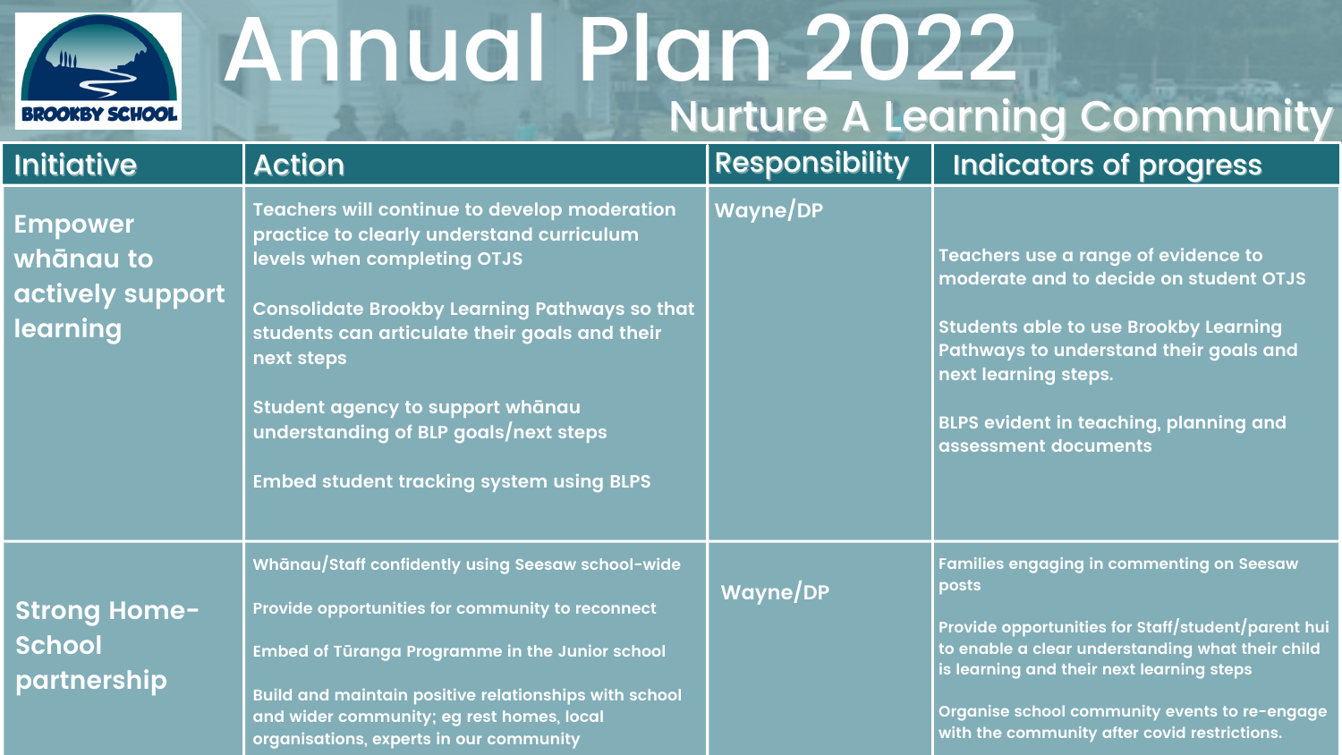BROOKBY SCHOOL

# Annual Plan 2022

## Nurture A Learning Community

| Initiative | Action | Responsibility | Indicators of progress |
| --- | --- | --- | --- |
| Empower whānau to actively support learning | Teachers will continue to develop moderation practice to clearly understand curriculum levels when completing OTJS<br><br>Consolidate Brookby Learning Pathways so that students can articulate their goals and their next steps<br><br>Student agency to support whānau understanding of BLP goals/next steps<br><br>Embed student tracking system using BLPS | Wayne/DP | Teachers use a range of evidence to moderate and to decide on student OTJS<br><br>Students able to use Brookby Learning Pathways to understand their goals and next learning steps.<br><br>BLPS evident in teaching, planning and assessment documents |
| Strong Home-School partnership | Whānau/Staff confidently using Seesaw school-wide<br><br>Provide opportunities for community to reconnect<br><br>Embed of Tūranga Programme in the Junior school<br><br>Build and maintain positive relationships with school and wider community; eg rest homes, local organisations, experts in our community | Wayne/DP | Families engaging in commenting on Seesaw posts<br><br>Provide opportunities for Staff/student/parent hui to enable a clear understanding what their child is learning and their next learning steps<br><br>Organise school community events to re-engage with the community after covid restrictions. |